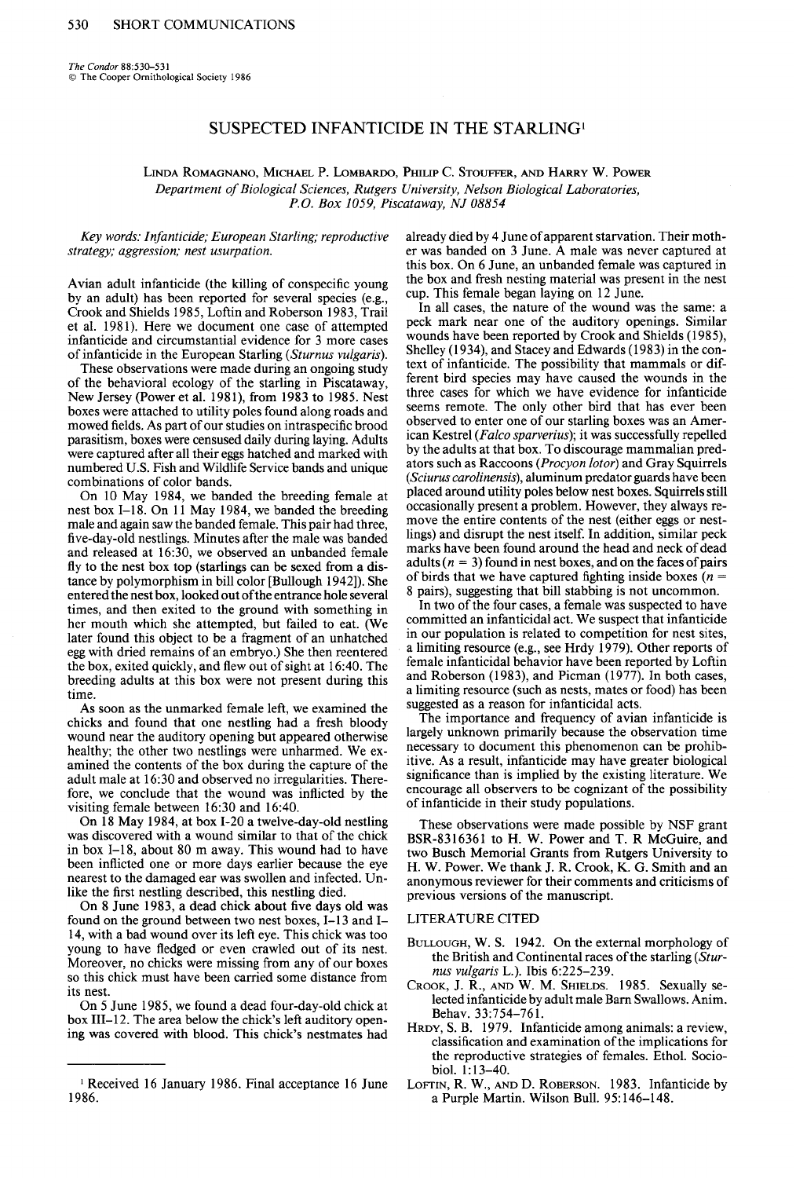The Condor 88:530–531
© The Cooper Ornithological Society 1986

# SUSPECTED INFANTICIDE IN THE STARLING[1]

LINDA ROMAGNANO, MICHAEL P. LOMBARDO, PHILIP C. STOUFFER, AND HARRY W. POWER

*Department of Biological Sciences, Rutgers University, Nelson Biological Laboratories, P.O. Box 1059, Piscataway, NJ 08854*

*Key words: Infanticide; European Starling; reproductive strategy; aggression; nest usurpation.*

Avian adult infanticide (the killing of conspecific young by an adult) has been reported for several species (e.g., Crook and Shields 1985, Loftin and Roberson 1983, Trail et al. 1981). Here we document one case of attempted infanticide and circumstantial evidence for 3 more cases of infanticide in the European Starling (*Sturnus vulgaris*).

These observations were made during an ongoing study of the behavioral ecology of the starling in Piscataway, New Jersey (Power et al. 1981), from 1983 to 1985. Nest boxes were attached to utility poles found along roads and mowed fields. As part of our studies on intraspecific brood parasitism, boxes were censused daily during laying. Adults were captured after all their eggs hatched and marked with numbered U.S. Fish and Wildlife Service bands and unique combinations of color bands.

On 10 May 1984, we banded the breeding female at nest box I-18. On 11 May 1984, we banded the breeding male and again saw the banded female. This pair had three, five-day-old nestlings. Minutes after the male was banded and released at 16:30, we observed an unbanded female fly to the nest box top (starlings can be sexed from a distance by polymorphism in bill color [Bullough 1942]). She entered the nest box, looked out of the entrance hole several times, and then exited to the ground with something in her mouth which she attempted, but failed to eat. (We later found this object to be a fragment of an unhatched egg with dried remains of an embryo.) She then reentered the box, exited quickly, and flew out of sight at 16:40. The breeding adults at this box were not present during this time.

As soon as the unmarked female left, we examined the chicks and found that one nestling had a fresh bloody wound near the auditory opening but appeared otherwise healthy; the other two nestlings were unharmed. We examined the contents of the box during the capture of the adult male at 16:30 and observed no irregularities. Therefore, we conclude that the wound was inflicted by the visiting female between 16:30 and 16:40.

On 18 May 1984, at box I-20 a twelve-day-old nestling was discovered with a wound similar to that of the chick in box I-18, about 80 m away. This wound had to have been inflicted one or more days earlier because the eye nearest to the damaged ear was swollen and infected. Unlike the first nestling described, this nestling died.

On 8 June 1983, a dead chick about five days old was found on the ground between two nest boxes, I-13 and I-14, with a bad wound over its left eye. This chick was too young to have fledged or even crawled out of its nest. Moreover, no chicks were missing from any of our boxes so this chick must have been carried some distance from its nest.

On 5 June 1985, we found a dead four-day-old chick at box III-12. The area below the chick's left auditory opening was covered with blood. This chick's nestmates had already died by 4 June of apparent starvation. Their mother was banded on 3 June. A male was never captured at this box. On 6 June, an unbanded female was captured in the box and fresh nesting material was present in the nest cup. This female began laying on 12 June.

In all cases, the nature of the wound was the same: a peck mark near one of the auditory openings. Similar wounds have been reported by Crook and Shields (1985), Shelley (1934), and Stacey and Edwards (1983) in the context of infanticide. The possibility that mammals or different bird species may have caused the wounds in the three cases for which we have evidence for infanticide seems remote. The only other bird that has ever been observed to enter one of our starling boxes was an American Kestrel (*Falco sparverius*); it was successfully repelled by the adults at that box. To discourage mammalian predators such as Raccoons (*Procyon lotor*) and Gray Squirrels (*Sciurus carolinensis*), aluminum predator guards have been placed around utility poles below nest boxes. Squirrels still occasionally present a problem. However, they always remove the entire contents of the nest (either eggs or nestlings) and disrupt the nest itself. In addition, similar peck marks have been found around the head and neck of dead adults ($n = 3$) found in nest boxes, and on the faces of pairs of birds that we have captured fighting inside boxes ($n = 8$ pairs), suggesting that bill stabbing is not uncommon.

In two of the four cases, a female was suspected to have committed an infanticidal act. We suspect that infanticide in our population is related to competition for nest sites, a limiting resource (e.g., see Hrdy 1979). Other reports of female infanticidal behavior have been reported by Loftin and Roberson (1983), and Picman (1977). In both cases, a limiting resource (such as nests, mates or food) has been suggested as a reason for infanticidal acts.

The importance and frequency of avian infanticide is largely unknown primarily because the observation time necessary to document this phenomenon can be prohibitive. As a result, infanticide may have greater biological significance than is implied by the existing literature. We encourage all observers to be cognizant of the possibility of infanticide in their study populations.

These observations were made possible by NSF grant BSR-8316361 to H. W. Power and T. R McGuire, and two Busch Memorial Grants from Rutgers University to H. W. Power. We thank J. R. Crook, K. G. Smith and an anonymous reviewer for their comments and criticisms of previous versions of the manuscript.

## LITERATURE CITED

BULLOUGH, W. S. 1942. On the external morphology of the British and Continental races of the starling (*Sturnus vulgaris* L.). Ibis 6:225–239.

CROOK, J. R., AND W. M. SHIELDS. 1985. Sexually selected infanticide by adult male Barn Swallows. Anim. Behav. 33:754–761.

HRDY, S. B. 1979. Infanticide among animals: a review, classification and examination of the implications for the reproductive strategies of females. Ethol. Sociobiol. 1:13–40.

LOFTIN, R. W., AND D. ROBERSON. 1983. Infanticide by a Purple Martin. Wilson Bull. 95:146–148.

[1] Received 16 January 1986. Final acceptance 16 June 1986.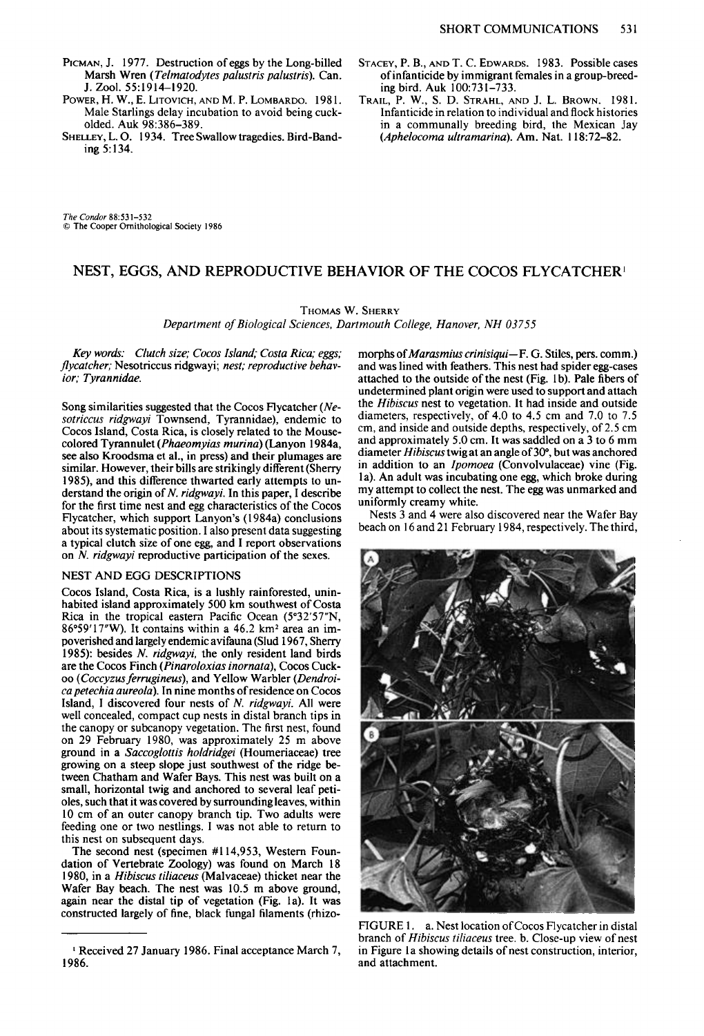Picman, J. 1977. Destruction of eggs by the Long-billed Marsh Wren (*Telmatodytes palustris palustris*). Can. J. Zool. 55:1914–1920.

Power, H. W., E. Litovich, and M. P. Lombardo. 1981. Male Starlings delay incubation to avoid being cuckolded. Auk 98:386–389.

Shelley, L. O. 1934. Tree Swallow tragedies. Bird-Banding 5:134.

Stacey, P. B., and T. C. Edwards. 1983. Possible cases of infanticide by immigrant females in a group-breeding bird. Auk 100:731–733.

Trail, P. W., S. D. Strahl, and J. L. Brown. 1981. Infanticide in relation to individual and flock histories in a communally breeding bird, the Mexican Jay (*Aphelocoma ultramarina*). Am. Nat. 118:72–82.

The Condor 88:531–532
© The Cooper Ornithological Society 1986

# NEST, EGGS, AND REPRODUCTIVE BEHAVIOR OF THE COCOS FLYCATCHER[1]

Thomas W. Sherry

*Department of Biological Sciences, Dartmouth College, Hanover, NH 03755*

*Key words:* *Clutch size; Cocos Island; Costa Rica; eggs; flycatcher;* Nesotriccus ridgwayi; *nest; reproductive behavior; Tyrannidae.*

Song similarities suggested that the Cocos Flycatcher (*Nesotriccus ridgwayi* Townsend, Tyrannidae), endemic to Cocos Island, Costa Rica, is closely related to the Mouse-colored Tyrannulet (*Phaeomyias murina*) (Lanyon 1984a, see also Kroodsma et al., in press) and their plumages are similar. However, their bills are strikingly different (Sherry 1985), and this difference thwarted early attempts to understand the origin of *N. ridgwayi*. In this paper, I describe for the first time nest and egg characteristics of the Cocos Flycatcher, which support Lanyon's (1984a) conclusions about its systematic position. I also present data suggesting a typical clutch size of one egg, and I report observations on *N. ridgwayi* reproductive participation of the sexes.

## NEST AND EGG DESCRIPTIONS

Cocos Island, Costa Rica, is a lushly rainforested, uninhabited island approximately 500 km southwest of Costa Rica in the tropical eastern Pacific Ocean (5°32′57″N, 86°59′17″W). It contains within a 46.2 km² area an impoverished and largely endemic avifauna (Slud 1967, Sherry 1985): besides *N. ridgwayi*, the only resident land birds are the Cocos Finch (*Pinaroloxias inornata*), Cocos Cuckoo (*Coccyzus ferrugineus*), and Yellow Warbler (*Dendroica petechia aureola*). In nine months of residence on Cocos Island, I discovered four nests of *N. ridgwayi*. All were well concealed, compact cup nests in distal branch tips in the canopy or subcanopy vegetation. The first nest, found on 29 February 1980, was approximately 25 m above ground in a *Saccoglottis holdridgei* (Houmeriaceae) tree growing on a steep slope just southwest of the ridge between Chatham and Wafer Bays. This nest was built on a small, horizontal twig and anchored to several leaf petioles, such that it was covered by surrounding leaves, within 10 cm of an outer canopy branch tip. Two adults were feeding one or two nestlings. I was not able to return to this nest on subsequent days.

The second nest (specimen #114,953, Western Foundation of Vertebrate Zoology) was found on March 18 1980, in a *Hibiscus tiliaceus* (Malvaceae) thicket near the Wafer Bay beach. The nest was 10.5 m above ground, again near the distal tip of vegetation (Fig. 1a). It was constructed largely of fine, black fungal filaments (rhizomorphs of *Marasmius crinisiqui*—F. G. Stiles, pers. comm.) and was lined with feathers. This nest had spider egg-cases attached to the outside of the nest (Fig. 1b). Pale fibers of undetermined plant origin were used to support and attach the *Hibiscus* nest to vegetation. It had inside and outside diameters, respectively, of 4.0 to 4.5 cm and 7.0 to 7.5 cm, and inside and outside depths, respectively, of 2.5 cm and approximately 5.0 cm. It was saddled on a 3 to 6 mm diameter *Hibiscus* twig at an angle of 30°, but was anchored in addition to an *Ipomoea* (Convolvulaceae) vine (Fig. 1a). An adult was incubating one egg, which broke during my attempt to collect the nest. The egg was unmarked and uniformly creamy white.

Nests 3 and 4 were also discovered near the Wafer Bay beach on 16 and 21 February 1984, respectively. The third,

FIGURE 1. a. Nest location of Cocos Flycatcher in distal branch of *Hibiscus tiliaceus* tree. b. Close-up view of nest in Figure 1a showing details of nest construction, interior, and attachment.

[1] Received 27 January 1986. Final acceptance March 7, 1986.